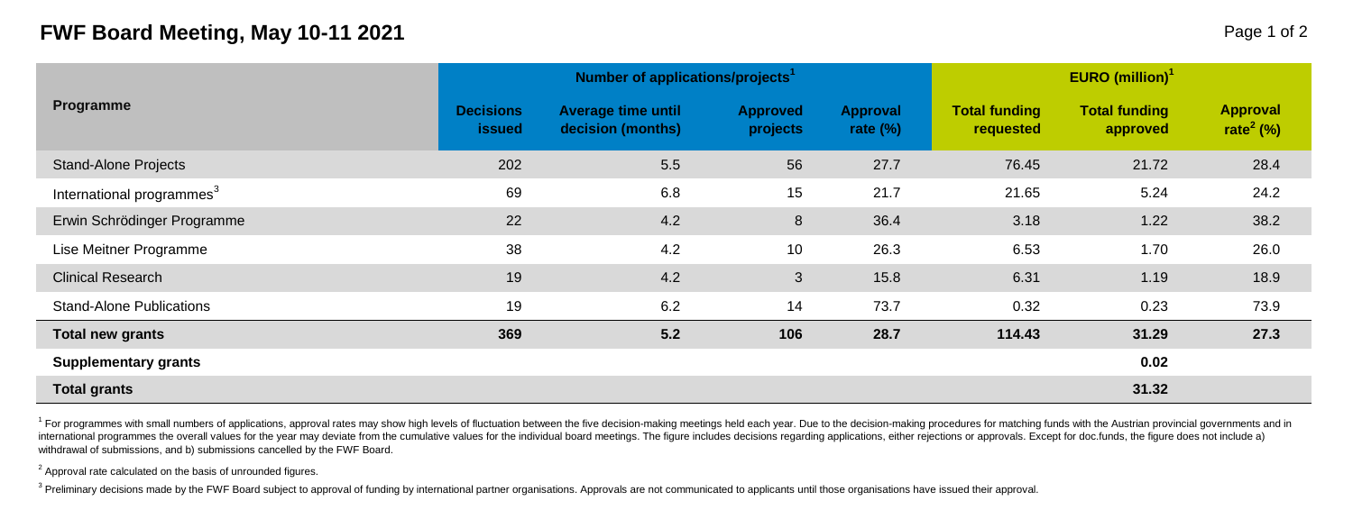# FWF Board Meeting, May 10-11 2021

| Programme | Number of applications/projects[1] | | | | EURO (million)[1] | | |
|---|---|---|---|---|---|---|---|
| | Decisions issued | Average time until decision (months) | Approved projects | Approval rate (%) | Total funding requested | Total funding approved | Approval rate[2] (%) |
| Stand-Alone Projects | 202 | 5.5 | 56 | 27.7 | 76.45 | 21.72 | 28.4 |
| International programmes[3] | 69 | 6.8 | 15 | 21.7 | 21.65 | 5.24 | 24.2 |
| Erwin Schrödinger Programme | 22 | 4.2 | 8 | 36.4 | 3.18 | 1.22 | 38.2 |
| Lise Meitner Programme | 38 | 4.2 | 10 | 26.3 | 6.53 | 1.70 | 26.0 |
| Clinical Research | 19 | 4.2 | 3 | 15.8 | 6.31 | 1.19 | 18.9 |
| Stand-Alone Publications | 19 | 6.2 | 14 | 73.7 | 0.32 | 0.23 | 73.9 |
| **Total new grants** | **369** | **5.2** | **106** | **28.7** | **114.43** | **31.29** | **27.3** |
| **Supplementary grants** | | | | | | **0.02** | |
| **Total grants** | | | | | | **31.32** | |

[1] For programmes with small numbers of applications, approval rates may show high levels of fluctuation between the five decision-making meetings held each year. Due to the decision-making procedures for matching funds with the Austrian provincial governments and in international programmes the overall values for the year may deviate from the cumulative values for the individual board meetings. The figure includes decisions regarding applications, either rejections or approvals. Except for doc.funds, the figure does not include a) withdrawal of submissions, and b) submissions cancelled by the FWF Board.

[2] Approval rate calculated on the basis of unrounded figures.

[3] Preliminary decisions made by the FWF Board subject to approval of funding by international partner organisations. Approvals are not communicated to applicants until those organisations have issued their approval.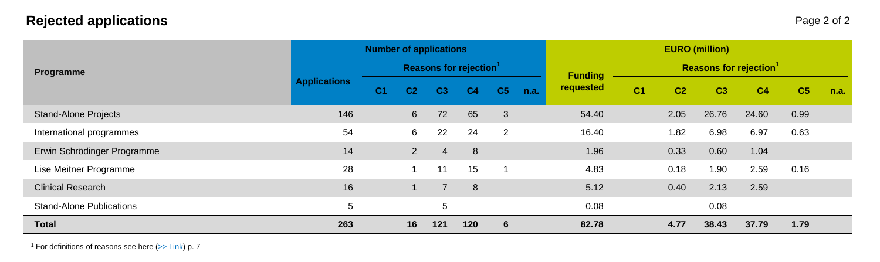# Rejected applications

| Programme | Number of applications | | | | | | | EURO (million) | | | | | | |
|---|---|---|---|---|---|---|---|---|---|---|---|---|---|---|
| | Applications | Reasons for rejection[1] | | | | | | Funding requested | Reasons for rejection[1] | | | | | |
| | | C1 | C2 | C3 | C4 | C5 | n.a. | | C1 | C2 | C3 | C4 | C5 | n.a. |
| Stand-Alone Projects | 146 | | 6 | 72 | 65 | 3 | | 54.40 | | 2.05 | 26.76 | 24.60 | 0.99 | |
| International programmes | 54 | | 6 | 22 | 24 | 2 | | 16.40 | | 1.82 | 6.98 | 6.97 | 0.63 | |
| Erwin Schrödinger Programme | 14 | | 2 | 4 | 8 | | | 1.96 | | 0.33 | 0.60 | 1.04 | | |
| Lise Meitner Programme | 28 | | 1 | 11 | 15 | 1 | | 4.83 | | 0.18 | 1.90 | 2.59 | 0.16 | |
| Clinical Research | 16 | | 1 | 7 | 8 | | | 5.12 | | 0.40 | 2.13 | 2.59 | | |
| Stand-Alone Publications | 5 | | | 5 | | | | 0.08 | | | 0.08 | | | |
| **Total** | **263** | | **16** | **121** | **120** | **6** | | **82.78** | | **4.77** | **38.43** | **37.79** | **1.79** | |

[1] For definitions of reasons see here (>> Link) p. 7